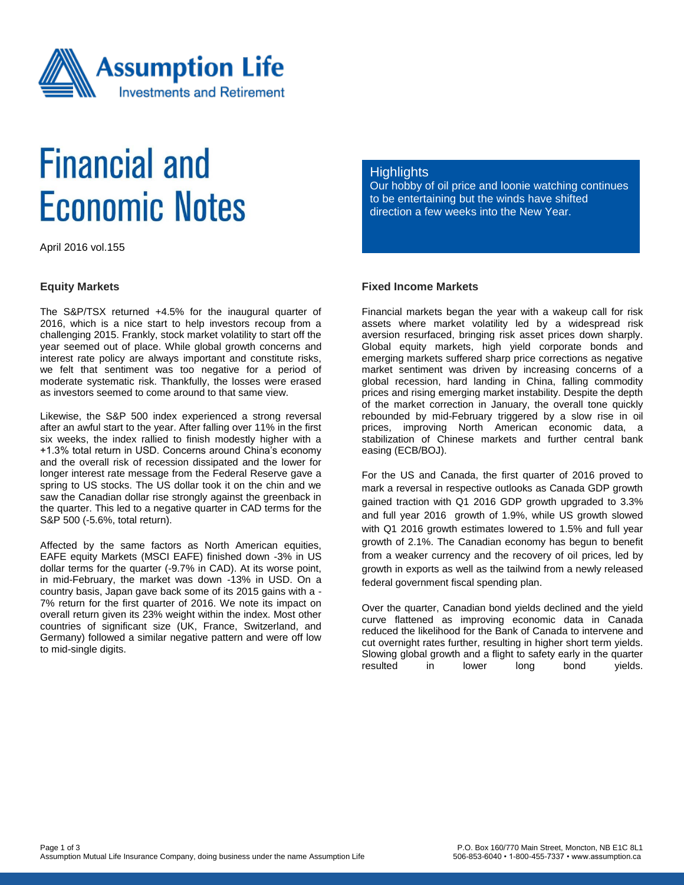# Financial and Economic Notes

April 2016 vol.155

## Highlights

Our hobby of oil price and loonie watching continues to be entertaining but the winds have shifted direction a few weeks into the New Year.

### Equity Markets

The S&P/TSX returned +4.5% for the inaugural quarter of 2016, which is a nice start to help investors recoup from a challenging 2015. Frankly, stock market volatility to start off the year seemed out of place. While global growth concerns and interest rate policy are always important and constitute risks, we felt that sentiment was too negative for a period of moderate systematic risk. Thankfully, the losses were erased as investors seemed to come around to that same view.

Likewise, the S&P 500 index experienced a strong reversal after an awful start to the year. After falling over 11% in the first six weeks, the index rallied to finish modestly higher with a +1.3% total return in USD. Concerns around China's economy and the overall risk of recession dissipated and the lower for longer interest rate message from the Federal Reserve gave a spring to US stocks. The US dollar took it on the chin and we saw the Canadian dollar rise strongly against the greenback in the quarter. This led to a negative quarter in CAD terms for the S&P 500 (-5.6%, total return).

Affected by the same factors as North American equities, EAFE equity Markets (MSCI EAFE) finished down -3% in US dollar terms for the quarter (-9.7% in CAD). At its worse point, in mid-February, the market was down -13% in USD. On a country basis, Japan gave back some of its 2015 gains with a -7% return for the first quarter of 2016. We note its impact on overall return given its 23% weight within the index. Most other countries of significant size (UK, France, Switzerland, and Germany) followed a similar negative pattern and were off low to mid-single digits.

### Fixed Income Markets

Financial markets began the year with a wakeup call for risk assets where market volatility led by a widespread risk aversion resurfaced, bringing risk asset prices down sharply. Global equity markets, high yield corporate bonds and emerging markets suffered sharp price corrections as negative market sentiment was driven by increasing concerns of a global recession, hard landing in China, falling commodity prices and rising emerging market instability. Despite the depth of the market correction in January, the overall tone quickly rebounded by mid-February triggered by a slow rise in oil prices, improving North American economic data, a stabilization of Chinese markets and further central bank easing (ECB/BOJ).

For the US and Canada, the first quarter of 2016 proved to mark a reversal in respective outlooks as Canada GDP growth gained traction with Q1 2016 GDP growth upgraded to 3.3% and full year 2016 growth of 1.9%, while US growth slowed with Q1 2016 growth estimates lowered to 1.5% and full year growth of 2.1%. The Canadian economy has begun to benefit from a weaker currency and the recovery of oil prices, led by growth in exports as well as the tailwind from a newly released federal government fiscal spending plan.

Over the quarter, Canadian bond yields declined and the yield curve flattened as improving economic data in Canada reduced the likelihood for the Bank of Canada to intervene and cut overnight rates further, resulting in higher short term yields. Slowing global growth and a flight to safety early in the quarter resulted in lower long bond yields.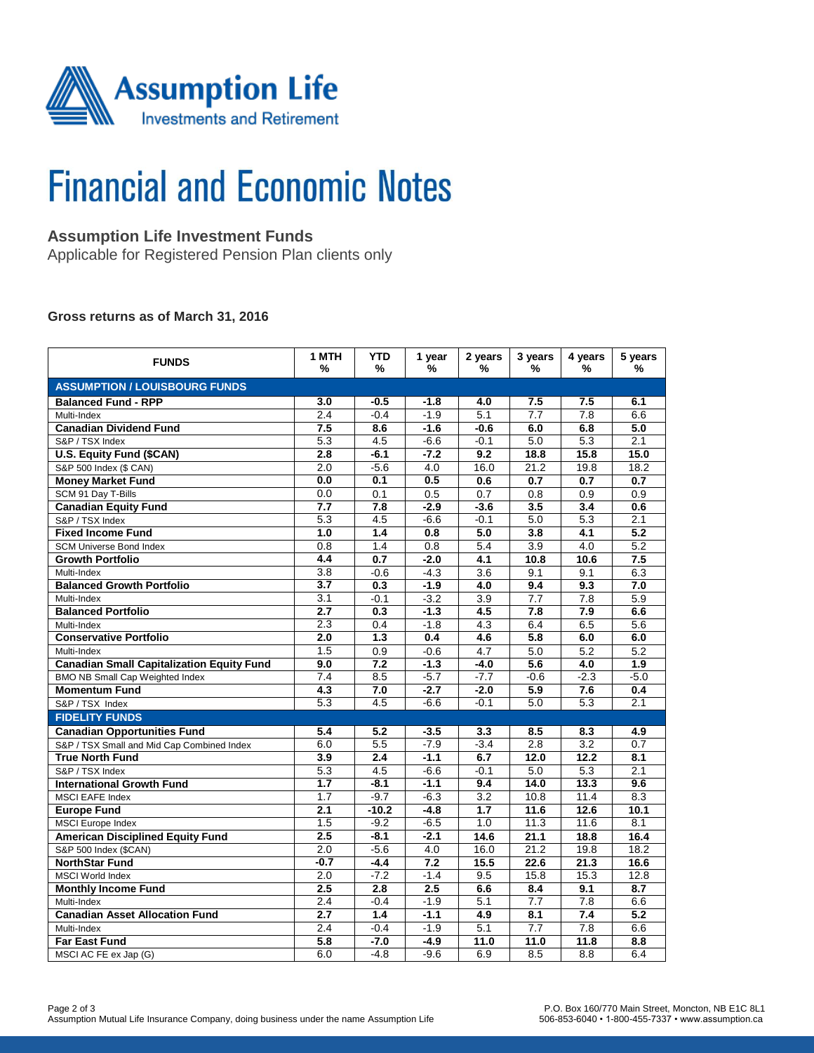Assumption Life
Investments and Retirement

# Financial and Economic Notes

## Assumption Life Investment Funds

Applicable for Registered Pension Plan clients only

### Gross returns as of March 31, 2016

| FUNDS | 1 MTH % | YTD % | 1 year % | 2 years % | 3 years % | 4 years % | 5 years % |
|---|---|---|---|---|---|---|---|
| **ASSUMPTION / LOUISBOURG FUNDS** | | | | | | | |
| **Balanced Fund - RPP** | **3.0** | **-0.5** | **-1.8** | **4.0** | **7.5** | **7.5** | **6.1** |
| Multi-Index | 2.4 | -0.4 | -1.9 | 5.1 | 7.7 | 7.8 | 6.6 |
| **Canadian Dividend Fund** | **7.5** | **8.6** | **-1.6** | **-0.6** | **6.0** | **6.8** | **5.0** |
| S&P / TSX Index | 5.3 | 4.5 | -6.6 | -0.1 | 5.0 | 5.3 | 2.1 |
| **U.S. Equity Fund ($CAN)** | **2.8** | **-6.1** | **-7.2** | **9.2** | **18.8** | **15.8** | **15.0** |
| S&P 500 Index ($ CAN) | 2.0 | -5.6 | 4.0 | 16.0 | 21.2 | 19.8 | 18.2 |
| **Money Market Fund** | **0.0** | **0.1** | **0.5** | **0.6** | **0.7** | **0.7** | **0.7** |
| SCM 91 Day T-Bills | 0.0 | 0.1 | 0.5 | 0.7 | 0.8 | 0.9 | 0.9 |
| **Canadian Equity Fund** | **7.7** | **7.8** | **-2.9** | **-3.6** | **3.5** | **3.4** | **0.6** |
| S&P / TSX Index | 5.3 | 4.5 | -6.6 | -0.1 | 5.0 | 5.3 | 2.1 |
| **Fixed Income Fund** | **1.0** | **1.4** | **0.8** | **5.0** | **3.8** | **4.1** | **5.2** |
| SCM Universe Bond Index | 0.8 | 1.4 | 0.8 | 5.4 | 3.9 | 4.0 | 5.2 |
| **Growth Portfolio** | **4.4** | **0.7** | **-2.0** | **4.1** | **10.8** | **10.6** | **7.5** |
| Multi-Index | 3.8 | -0.6 | -4.3 | 3.6 | 9.1 | 9.1 | 6.3 |
| **Balanced Growth Portfolio** | **3.7** | **0.3** | **-1.9** | **4.0** | **9.4** | **9.3** | **7.0** |
| Multi-Index | 3.1 | -0.1 | -3.2 | 3.9 | 7.7 | 7.8 | 5.9 |
| **Balanced Portfolio** | **2.7** | **0.3** | **-1.3** | **4.5** | **7.8** | **7.9** | **6.6** |
| Multi-Index | 2.3 | 0.4 | -1.8 | 4.3 | 6.4 | 6.5 | 5.6 |
| **Conservative Portfolio** | **2.0** | **1.3** | **0.4** | **4.6** | **5.8** | **6.0** | **6.0** |
| Multi-Index | 1.5 | 0.9 | -0.6 | 4.7 | 5.0 | 5.2 | 5.2 |
| **Canadian Small Capitalization Equity Fund** | **9.0** | **7.2** | **-1.3** | **-4.0** | **5.6** | **4.0** | **1.9** |
| BMO NB Small Cap Weighted Index | 7.4 | 8.5 | -5.7 | -7.7 | -0.6 | -2.3 | -5.0 |
| **Momentum Fund** | **4.3** | **7.0** | **-2.7** | **-2.0** | **5.9** | **7.6** | **0.4** |
| S&P / TSX Index | 5.3 | 4.5 | -6.6 | -0.1 | 5.0 | 5.3 | 2.1 |
| **FIDELITY FUNDS** | | | | | | | |
| **Canadian Opportunities Fund** | **5.4** | **5.2** | **-3.5** | **3.3** | **8.5** | **8.3** | **4.9** |
| S&P / TSX Small and Mid Cap Combined Index | 6.0 | 5.5 | -7.9 | -3.4 | 2.8 | 3.2 | 0.7 |
| **True North Fund** | **3.9** | **2.4** | **-1.1** | **6.7** | **12.0** | **12.2** | **8.1** |
| S&P / TSX Index | 5.3 | 4.5 | -6.6 | -0.1 | 5.0 | 5.3 | 2.1 |
| **International Growth Fund** | **1.7** | **-8.1** | **-1.1** | **9.4** | **14.0** | **13.3** | **9.6** |
| MSCI EAFE Index | 1.7 | -9.7 | -6.3 | 3.2 | 10.8 | 11.4 | 8.3 |
| **Europe Fund** | **2.1** | **-10.2** | **-4.8** | **1.7** | **11.6** | **12.6** | **10.1** |
| MSCI Europe Index | 1.5 | -9.2 | -6.5 | 1.0 | 11.3 | 11.6 | 8.1 |
| **American Disciplined Equity Fund** | **2.5** | **-8.1** | **-2.1** | **14.6** | **21.1** | **18.8** | **16.4** |
| S&P 500 Index ($CAN) | 2.0 | -5.6 | 4.0 | 16.0 | 21.2 | 19.8 | 18.2 |
| **NorthStar Fund** | **-0.7** | **-4.4** | **7.2** | **15.5** | **22.6** | **21.3** | **16.6** |
| MSCI World Index | 2.0 | -7.2 | -1.4 | 9.5 | 15.8 | 15.3 | 12.8 |
| **Monthly Income Fund** | **2.5** | **2.8** | **2.5** | **6.6** | **8.4** | **9.1** | **8.7** |
| Multi-Index | 2.4 | -0.4 | -1.9 | 5.1 | 7.7 | 7.8 | 6.6 |
| **Canadian Asset Allocation Fund** | **2.7** | **1.4** | **-1.1** | **4.9** | **8.1** | **7.4** | **5.2** |
| Multi-Index | 2.4 | -0.4 | -1.9 | 5.1 | 7.7 | 7.8 | 6.6 |
| **Far East Fund** | **5.8** | **-7.0** | **-4.9** | **11.0** | **11.0** | **11.8** | **8.8** |
| MSCI AC FE ex Jap (G) | 6.0 | -4.8 | -9.6 | 6.9 | 8.5 | 8.8 | 6.4 |

Assumption Mutual Life Insurance Company, doing business under the name Assumption Life

P.O. Box 160/770 Main Street, Moncton, NB E1C 8L1
506-853-6040 • 1-800-455-7337 • www.assumption.ca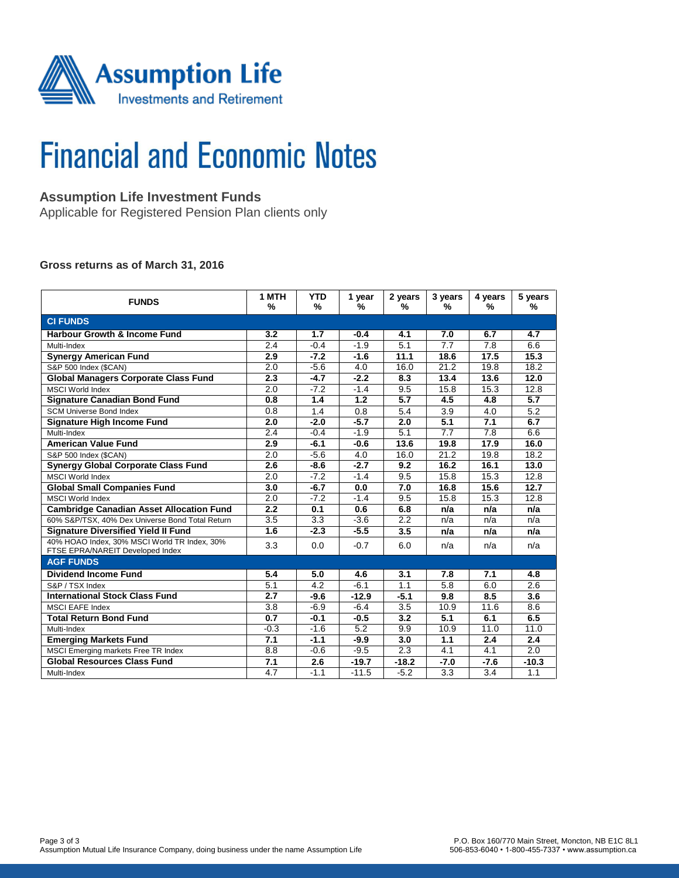Assumption Life
Investments and Retirement

# Financial and Economic Notes

## Assumption Life Investment Funds

Applicable for Registered Pension Plan clients only

### Gross returns as of March 31, 2016

| FUNDS | 1 MTH % | YTD % | 1 year % | 2 years % | 3 years % | 4 years % | 5 years % |
|---|---|---|---|---|---|---|---|
| **CI FUNDS** | | | | | | | |
| **Harbour Growth & Income Fund** | **3.2** | **1.7** | **-0.4** | **4.1** | **7.0** | **6.7** | **4.7** |
| Multi-Index | 2.4 | -0.4 | -1.9 | 5.1 | 7.7 | 7.8 | 6.6 |
| **Synergy American Fund** | **2.9** | **-7.2** | **-1.6** | **11.1** | **18.6** | **17.5** | **15.3** |
| S&P 500 Index ($CAN) | 2.0 | -5.6 | 4.0 | 16.0 | 21.2 | 19.8 | 18.2 |
| **Global Managers Corporate Class Fund** | **2.3** | **-4.7** | **-2.2** | **8.3** | **13.4** | **13.6** | **12.0** |
| MSCI World Index | 2.0 | -7.2 | -1.4 | 9.5 | 15.8 | 15.3 | 12.8 |
| **Signature Canadian Bond Fund** | **0.8** | **1.4** | **1.2** | **5.7** | **4.5** | **4.8** | **5.7** |
| SCM Universe Bond Index | 0.8 | 1.4 | 0.8 | 5.4 | 3.9 | 4.0 | 5.2 |
| **Signature High Income Fund** | **2.0** | **-2.0** | **-5.7** | **2.0** | **5.1** | **7.1** | **6.7** |
| Multi-Index | 2.4 | -0.4 | -1.9 | 5.1 | 7.7 | 7.8 | 6.6 |
| **American Value Fund** | **2.9** | **-6.1** | **-0.6** | **13.6** | **19.8** | **17.9** | **16.0** |
| S&P 500 Index ($CAN) | 2.0 | -5.6 | 4.0 | 16.0 | 21.2 | 19.8 | 18.2 |
| **Synergy Global Corporate Class Fund** | **2.6** | **-8.6** | **-2.7** | **9.2** | **16.2** | **16.1** | **13.0** |
| MSCI World Index | 2.0 | -7.2 | -1.4 | 9.5 | 15.8 | 15.3 | 12.8 |
| **Global Small Companies Fund** | **3.0** | **-6.7** | **0.0** | **7.0** | **16.8** | **15.6** | **12.7** |
| MSCI World Index | 2.0 | -7.2 | -1.4 | 9.5 | 15.8 | 15.3 | 12.8 |
| **Cambridge Canadian Asset Allocation Fund** | **2.2** | **0.1** | **0.6** | **6.8** | **n/a** | **n/a** | **n/a** |
| 60% S&P/TSX, 40% Dex Universe Bond Total Return | 3.5 | 3.3 | -3.6 | 2.2 | n/a | n/a | n/a |
| **Signature Diversified Yield II Fund** | **1.6** | **-2.3** | **-5.5** | **3.5** | **n/a** | **n/a** | **n/a** |
| 40% HOAO Index, 30% MSCI World TR Index, 30% FTSE EPRA/NAREIT Developed Index | 3.3 | 0.0 | -0.7 | 6.0 | n/a | n/a | n/a |
| **AGF FUNDS** | | | | | | | |
| **Dividend Income Fund** | **5.4** | **5.0** | **4.6** | **3.1** | **7.8** | **7.1** | **4.8** |
| S&P / TSX Index | 5.1 | 4.2 | -6.1 | 1.1 | 5.8 | 6.0 | 2.6 |
| **International Stock Class Fund** | **2.7** | **-9.6** | **-12.9** | **-5.1** | **9.8** | **8.5** | **3.6** |
| MSCI EAFE Index | 3.8 | -6.9 | -6.4 | 3.5 | 10.9 | 11.6 | 8.6 |
| **Total Return Bond Fund** | **0.7** | **-0.1** | **-0.5** | **3.2** | **5.1** | **6.1** | **6.5** |
| Multi-Index | -0.3 | -1.6 | 5.2 | 9.9 | 10.9 | 11.0 | 11.0 |
| **Emerging Markets Fund** | **7.1** | **-1.1** | **-9.9** | **3.0** | **1.1** | **2.4** | **2.4** |
| MSCI Emerging markets Free TR Index | 8.8 | -0.6 | -9.5 | 2.3 | 4.1 | 4.1 | 2.0 |
| **Global Resources Class Fund** | **7.1** | **2.6** | **-19.7** | **-18.2** | **-7.0** | **-7.6** | **-10.3** |
| Multi-Index | 4.7 | -1.1 | -11.5 | -5.2 | 3.3 | 3.4 | 1.1 |

Assumption Mutual Life Insurance Company, doing business under the name Assumption Life

P.O. Box 160/770 Main Street, Moncton, NB E1C 8L1
506-853-6040 • 1-800-455-7337 • www.assumption.ca